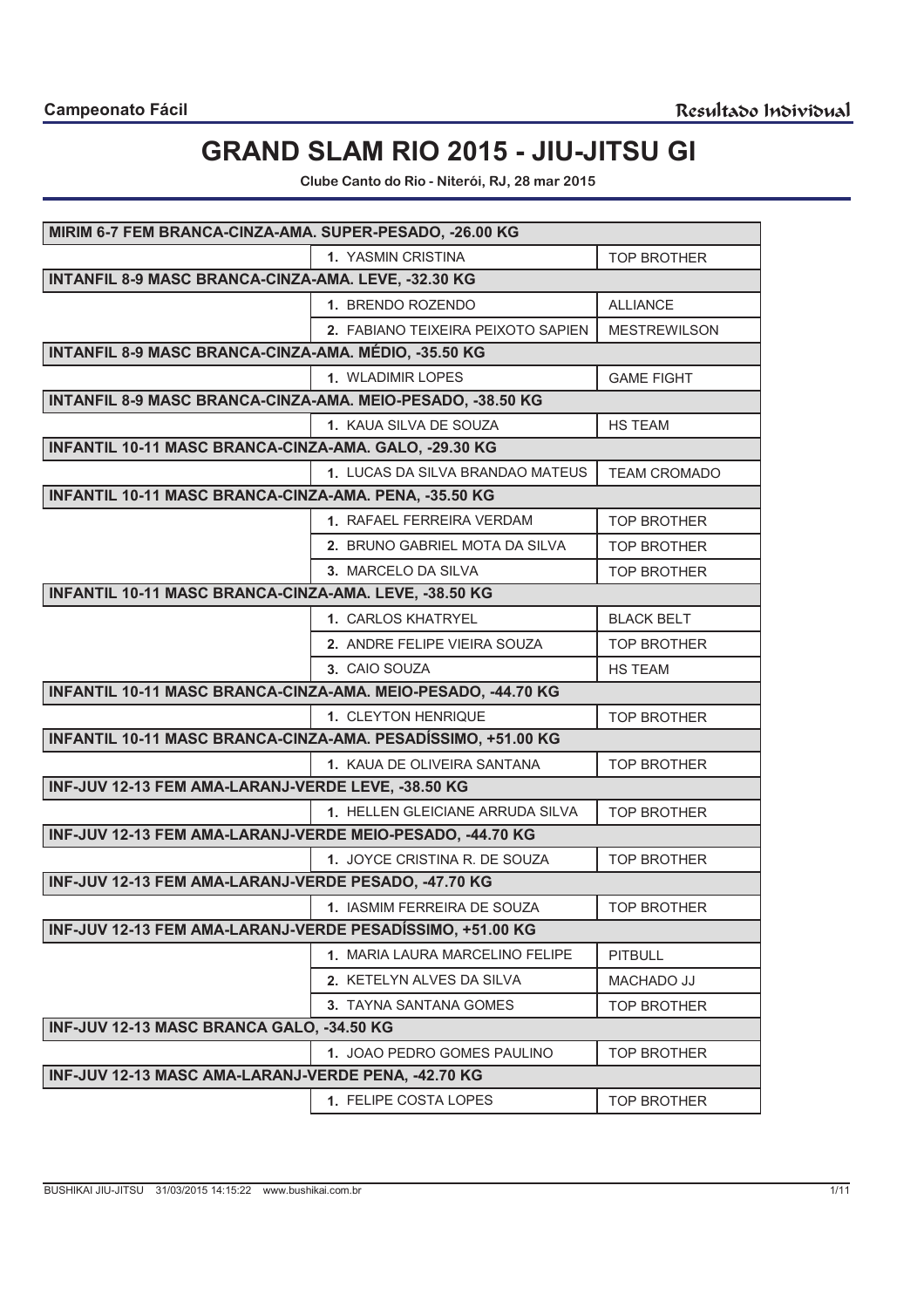**Campeonato Fácil** | *Resultado Individual*

# GRAND SLAM RIO 2015 - JIU-JITSU GI

**Clube Canto do Rio - Niterói, RJ, 28 mar 2015**

| | | |
|---|---|---|
| **MIRIM 6-7 FEM BRANCA-CINZA-AMA. SUPER-PESADO, -26.00 KG** | | |
| | 1. YASMIN CRISTINA | TOP BROTHER |
| **INTANFIL 8-9 MASC BRANCA-CINZA-AMA. LEVE, -32.30 KG** | | |
| | 1. BRENDO ROZENDO | ALLIANCE |
| | 2. FABIANO TEIXEIRA PEIXOTO SAPIEN | MESTREWILSON |
| **INTANFIL 8-9 MASC BRANCA-CINZA-AMA. MÉDIO, -35.50 KG** | | |
| | 1. WLADIMIR LOPES | GAME FIGHT |
| **INTANFIL 8-9 MASC BRANCA-CINZA-AMA. MEIO-PESADO, -38.50 KG** | | |
| | 1. KAUA SILVA DE SOUZA | HS TEAM |
| **INFANTIL 10-11 MASC BRANCA-CINZA-AMA. GALO, -29.30 KG** | | |
| | 1. LUCAS DA SILVA BRANDAO MATEUS | TEAM CROMADO |
| **INFANTIL 10-11 MASC BRANCA-CINZA-AMA. PENA, -35.50 KG** | | |
| | 1. RAFAEL FERREIRA VERDAM | TOP BROTHER |
| | 2. BRUNO GABRIEL MOTA DA SILVA | TOP BROTHER |
| | 3. MARCELO DA SILVA | TOP BROTHER |
| **INFANTIL 10-11 MASC BRANCA-CINZA-AMA. LEVE, -38.50 KG** | | |
| | 1. CARLOS KHATRYEL | BLACK BELT |
| | 2. ANDRE FELIPE VIEIRA SOUZA | TOP BROTHER |
| | 3. CAIO SOUZA | HS TEAM |
| **INFANTIL 10-11 MASC BRANCA-CINZA-AMA. MEIO-PESADO, -44.70 KG** | | |
| | 1. CLEYTON HENRIQUE | TOP BROTHER |
| **INFANTIL 10-11 MASC BRANCA-CINZA-AMA. PESADÍSSIMO, +51.00 KG** | | |
| | 1. KAUA DE OLIVEIRA SANTANA | TOP BROTHER |
| **INF-JUV 12-13 FEM AMA-LARANJ-VERDE LEVE, -38.50 KG** | | |
| | 1. HELLEN GLEICIANE ARRUDA SILVA | TOP BROTHER |
| **INF-JUV 12-13 FEM AMA-LARANJ-VERDE MEIO-PESADO, -44.70 KG** | | |
| | 1. JOYCE CRISTINA R. DE SOUZA | TOP BROTHER |
| **INF-JUV 12-13 FEM AMA-LARANJ-VERDE PESADO, -47.70 KG** | | |
| | 1. IASMIM FERREIRA DE SOUZA | TOP BROTHER |
| **INF-JUV 12-13 FEM AMA-LARANJ-VERDE PESADÍSSIMO, +51.00 KG** | | |
| | 1. MARIA LAURA MARCELINO FELIPE | PITBULL |
| | 2. KETELYN ALVES DA SILVA | MACHADO JJ |
| | 3. TAYNA SANTANA GOMES | TOP BROTHER |
| **INF-JUV 12-13 MASC BRANCA GALO, -34.50 KG** | | |
| | 1. JOAO PEDRO GOMES PAULINO | TOP BROTHER |
| **INF-JUV 12-13 MASC AMA-LARANJ-VERDE PENA, -42.70 KG** | | |
| | 1. FELIPE COSTA LOPES | TOP BROTHER |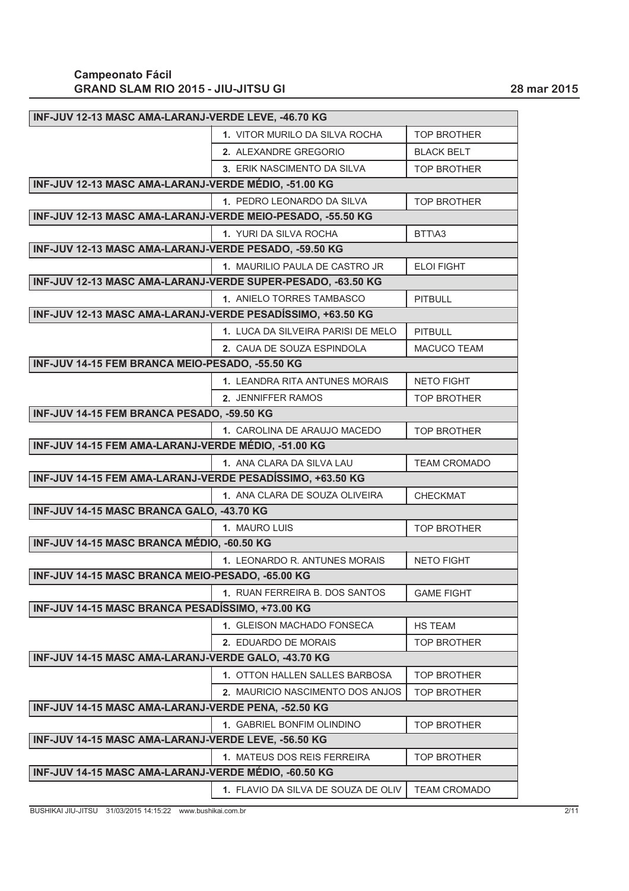**Campeonato Fácil**
**GRAND SLAM RIO 2015 - JIU-JITSU GI** 28 mar 2015

| INF-JUV 12-13 MASC AMA-LARANJ-VERDE LEVE, -46.70 KG | | |
|---|---|---|
| | 1. VITOR MURILO DA SILVA ROCHA | TOP BROTHER |
| | 2. ALEXANDRE GREGORIO | BLACK BELT |
| | 3. ERIK NASCIMENTO DA SILVA | TOP BROTHER |
| **INF-JUV 12-13 MASC AMA-LARANJ-VERDE MÉDIO, -51.00 KG** | | |
| | 1. PEDRO LEONARDO DA SILVA | TOP BROTHER |
| **INF-JUV 12-13 MASC AMA-LARANJ-VERDE MEIO-PESADO, -55.50 KG** | | |
| | 1. YURI DA SILVA ROCHA | BTT\A3 |
| **INF-JUV 12-13 MASC AMA-LARANJ-VERDE PESADO, -59.50 KG** | | |
| | 1. MAURILIO PAULA DE CASTRO JR | ELOI FIGHT |
| **INF-JUV 12-13 MASC AMA-LARANJ-VERDE SUPER-PESADO, -63.50 KG** | | |
| | 1. ANIELO TORRES TAMBASCO | PITBULL |
| **INF-JUV 12-13 MASC AMA-LARANJ-VERDE PESADÍSSIMO, +63.50 KG** | | |
| | 1. LUCA DA SILVEIRA PARISI DE MELO | PITBULL |
| | 2. CAUA DE SOUZA ESPINDOLA | MACUCO TEAM |
| **INF-JUV 14-15 FEM BRANCA MEIO-PESADO, -55.50 KG** | | |
| | 1. LEANDRA RITA ANTUNES MORAIS | NETO FIGHT |
| | 2. JENNIFFER RAMOS | TOP BROTHER |
| **INF-JUV 14-15 FEM BRANCA PESADO, -59.50 KG** | | |
| | 1. CAROLINA DE ARAUJO MACEDO | TOP BROTHER |
| **INF-JUV 14-15 FEM AMA-LARANJ-VERDE MÉDIO, -51.00 KG** | | |
| | 1. ANA CLARA DA SILVA LAU | TEAM CROMADO |
| **INF-JUV 14-15 FEM AMA-LARANJ-VERDE PESADÍSSIMO, +63.50 KG** | | |
| | 1. ANA CLARA DE SOUZA OLIVEIRA | CHECKMAT |
| **INF-JUV 14-15 MASC BRANCA GALO, -43.70 KG** | | |
| | 1. MAURO LUIS | TOP BROTHER |
| **INF-JUV 14-15 MASC BRANCA MÉDIO, -60.50 KG** | | |
| | 1. LEONARDO R. ANTUNES MORAIS | NETO FIGHT |
| **INF-JUV 14-15 MASC BRANCA MEIO-PESADO, -65.00 KG** | | |
| | 1. RUAN FERREIRA B. DOS SANTOS | GAME FIGHT |
| **INF-JUV 14-15 MASC BRANCA PESADÍSSIMO, +73.00 KG** | | |
| | 1. GLEISON MACHADO FONSECA | HS TEAM |
| | 2. EDUARDO DE MORAIS | TOP BROTHER |
| **INF-JUV 14-15 MASC AMA-LARANJ-VERDE GALO, -43.70 KG** | | |
| | 1. OTTON HALLEN SALLES BARBOSA | TOP BROTHER |
| | 2. MAURICIO NASCIMENTO DOS ANJOS | TOP BROTHER |
| **INF-JUV 14-15 MASC AMA-LARANJ-VERDE PENA, -52.50 KG** | | |
| | 1. GABRIEL BONFIM OLINDINO | TOP BROTHER |
| **INF-JUV 14-15 MASC AMA-LARANJ-VERDE LEVE, -56.50 KG** | | |
| | 1. MATEUS DOS REIS FERREIRA | TOP BROTHER |
| **INF-JUV 14-15 MASC AMA-LARANJ-VERDE MÉDIO, -60.50 KG** | | |
| | 1. FLAVIO DA SILVA DE SOUZA DE OLIV | TEAM CROMADO |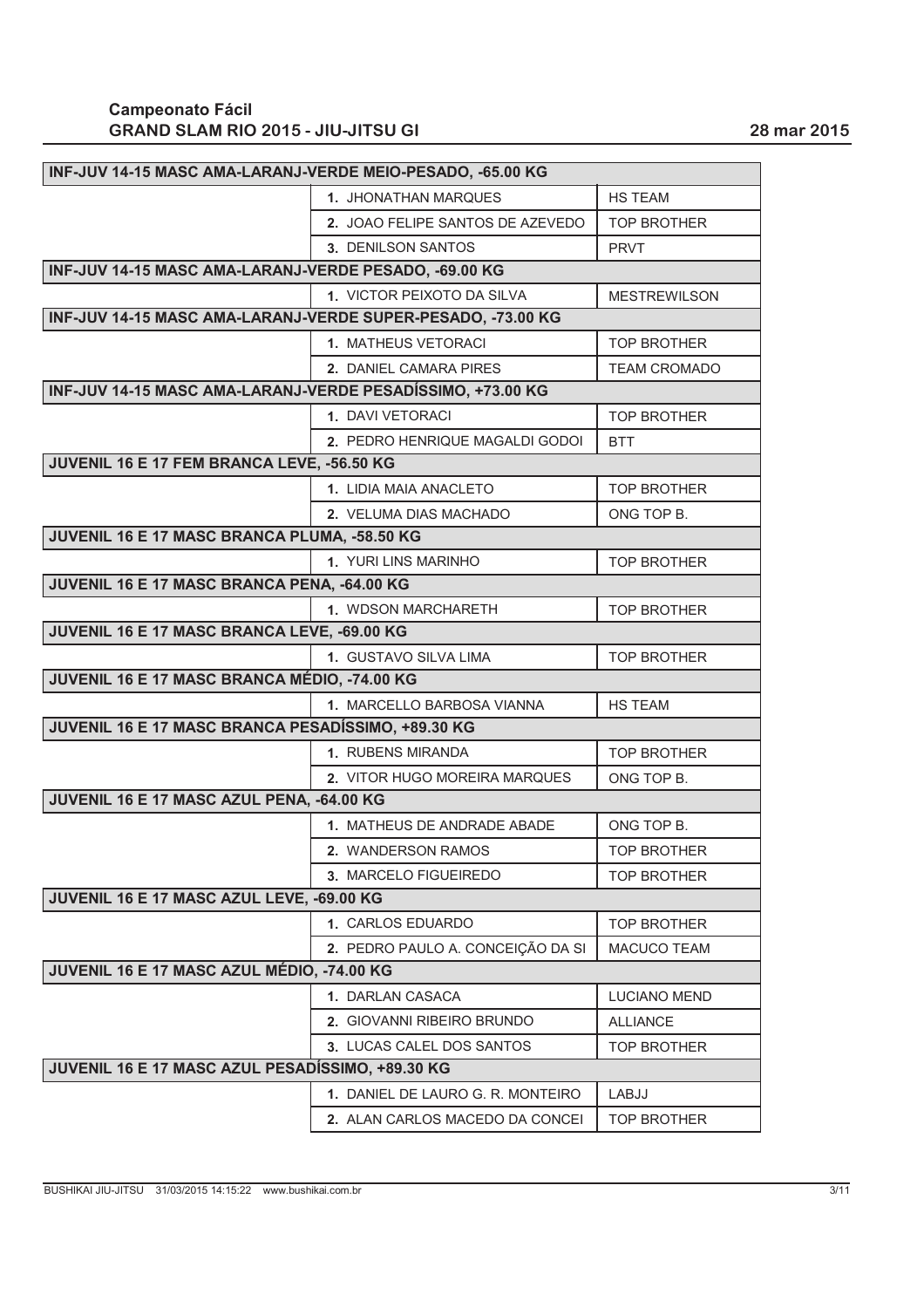**Campeonato Fácil**
**GRAND SLAM RIO 2015 - JIU-JITSU GI**

**28 mar 2015**

| INF-JUV 14-15 MASC AMA-LARANJ-VERDE MEIO-PESADO, -65.00 KG | | |
|---|---|---|
| | 1. JHONATHAN MARQUES | HS TEAM |
| | 2. JOAO FELIPE SANTOS DE AZEVEDO | TOP BROTHER |
| | 3. DENILSON SANTOS | PRVT |
| **INF-JUV 14-15 MASC AMA-LARANJ-VERDE PESADO, -69.00 KG** | | |
| | 1. VICTOR PEIXOTO DA SILVA | MESTREWILSON |
| **INF-JUV 14-15 MASC AMA-LARANJ-VERDE SUPER-PESADO, -73.00 KG** | | |
| | 1. MATHEUS VETORACI | TOP BROTHER |
| | 2. DANIEL CAMARA PIRES | TEAM CROMADO |
| **INF-JUV 14-15 MASC AMA-LARANJ-VERDE PESADÍSSIMO, +73.00 KG** | | |
| | 1. DAVI VETORACI | TOP BROTHER |
| | 2. PEDRO HENRIQUE MAGALDI GODOI | BTT |
| **JUVENIL 16 E 17 FEM BRANCA LEVE, -56.50 KG** | | |
| | 1. LIDIA MAIA ANACLETO | TOP BROTHER |
| | 2. VELUMA DIAS MACHADO | ONG TOP B. |
| **JUVENIL 16 E 17 MASC BRANCA PLUMA, -58.50 KG** | | |
| | 1. YURI LINS MARINHO | TOP BROTHER |
| **JUVENIL 16 E 17 MASC BRANCA PENA, -64.00 KG** | | |
| | 1. WDSON MARCHARETH | TOP BROTHER |
| **JUVENIL 16 E 17 MASC BRANCA LEVE, -69.00 KG** | | |
| | 1. GUSTAVO SILVA LIMA | TOP BROTHER |
| **JUVENIL 16 E 17 MASC BRANCA MÉDIO, -74.00 KG** | | |
| | 1. MARCELLO BARBOSA VIANNA | HS TEAM |
| **JUVENIL 16 E 17 MASC BRANCA PESADÍSSIMO, +89.30 KG** | | |
| | 1. RUBENS MIRANDA | TOP BROTHER |
| | 2. VITOR HUGO MOREIRA MARQUES | ONG TOP B. |
| **JUVENIL 16 E 17 MASC AZUL PENA, -64.00 KG** | | |
| | 1. MATHEUS DE ANDRADE ABADE | ONG TOP B. |
| | 2. WANDERSON RAMOS | TOP BROTHER |
| | 3. MARCELO FIGUEIREDO | TOP BROTHER |
| **JUVENIL 16 E 17 MASC AZUL LEVE, -69.00 KG** | | |
| | 1. CARLOS EDUARDO | TOP BROTHER |
| | 2. PEDRO PAULO A. CONCEIÇÃO DA SI | MACUCO TEAM |
| **JUVENIL 16 E 17 MASC AZUL MÉDIO, -74.00 KG** | | |
| | 1. DARLAN CASACA | LUCIANO MEND |
| | 2. GIOVANNI RIBEIRO BRUNDO | ALLIANCE |
| | 3. LUCAS CALEL DOS SANTOS | TOP BROTHER |
| **JUVENIL 16 E 17 MASC AZUL PESADÍSSIMO, +89.30 KG** | | |
| | 1. DANIEL DE LAURO G. R. MONTEIRO | LABJJ |
| | 2. ALAN CARLOS MACEDO DA CONCEI | TOP BROTHER |

BUSHIKAI JIU-JITSU 31/03/2015 14:15:22 www.bushikai.com.br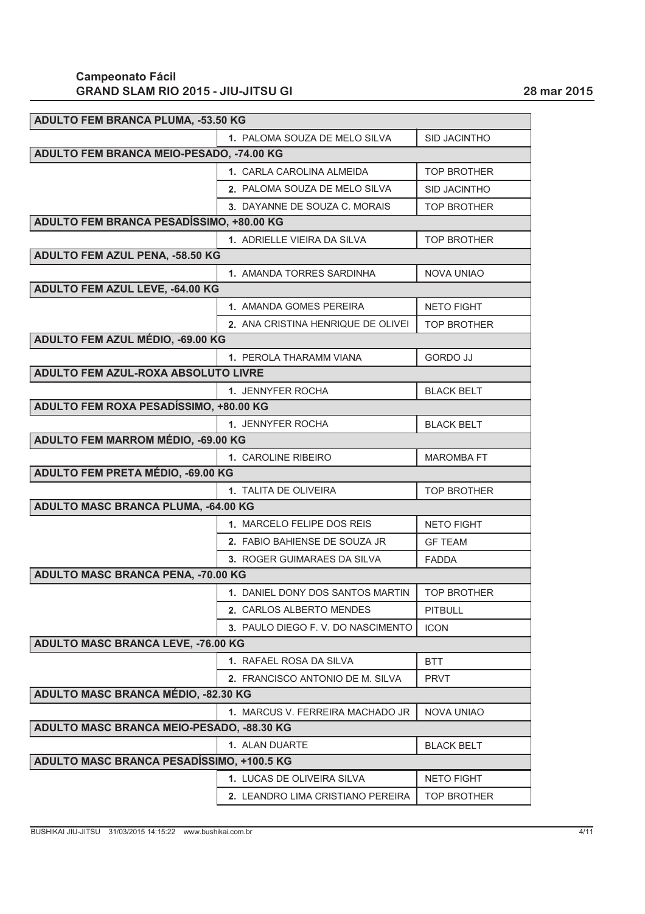**Campeonato Fácil**
**GRAND SLAM RIO 2015 - JIU-JITSU GI**

**28 mar 2015**

| ADULTO FEM BRANCA PLUMA, -53.50 KG | | |
|---|---|---|
| | 1. PALOMA SOUZA DE MELO SILVA | SID JACINTHO |
| **ADULTO FEM BRANCA MEIO-PESADO, -74.00 KG** | | |
| | 1. CARLA CAROLINA ALMEIDA | TOP BROTHER |
| | 2. PALOMA SOUZA DE MELO SILVA | SID JACINTHO |
| | 3. DAYANNE DE SOUZA C. MORAIS | TOP BROTHER |
| **ADULTO FEM BRANCA PESADÍSSIMO, +80.00 KG** | | |
| | 1. ADRIELLE VIEIRA DA SILVA | TOP BROTHER |
| **ADULTO FEM AZUL PENA, -58.50 KG** | | |
| | 1. AMANDA TORRES SARDINHA | NOVA UNIAO |
| **ADULTO FEM AZUL LEVE, -64.00 KG** | | |
| | 1. AMANDA GOMES PEREIRA | NETO FIGHT |
| | 2. ANA CRISTINA HENRIQUE DE OLIVEI | TOP BROTHER |
| **ADULTO FEM AZUL MÉDIO, -69.00 KG** | | |
| | 1. PEROLA THARAMM VIANA | GORDO JJ |
| **ADULTO FEM AZUL-ROXA ABSOLUTO LIVRE** | | |
| | 1. JENNYFER ROCHA | BLACK BELT |
| **ADULTO FEM ROXA PESADÍSSIMO, +80.00 KG** | | |
| | 1. JENNYFER ROCHA | BLACK BELT |
| **ADULTO FEM MARROM MÉDIO, -69.00 KG** | | |
| | 1. CAROLINE RIBEIRO | MAROMBA FT |
| **ADULTO FEM PRETA MÉDIO, -69.00 KG** | | |
| | 1. TALITA DE OLIVEIRA | TOP BROTHER |
| **ADULTO MASC BRANCA PLUMA, -64.00 KG** | | |
| | 1. MARCELO FELIPE DOS REIS | NETO FIGHT |
| | 2. FABIO BAHIENSE DE SOUZA JR | GF TEAM |
| | 3. ROGER GUIMARAES DA SILVA | FADDA |
| **ADULTO MASC BRANCA PENA, -70.00 KG** | | |
| | 1. DANIEL DONY DOS SANTOS MARTIN | TOP BROTHER |
| | 2. CARLOS ALBERTO MENDES | PITBULL |
| | 3. PAULO DIEGO F. V. DO NASCIMENTO | ICON |
| **ADULTO MASC BRANCA LEVE, -76.00 KG** | | |
| | 1. RAFAEL ROSA DA SILVA | BTT |
| | 2. FRANCISCO ANTONIO DE M. SILVA | PRVT |
| **ADULTO MASC BRANCA MÉDIO, -82.30 KG** | | |
| | 1. MARCUS V. FERREIRA MACHADO JR | NOVA UNIAO |
| **ADULTO MASC BRANCA MEIO-PESADO, -88.30 KG** | | |
| | 1. ALAN DUARTE | BLACK BELT |
| **ADULTO MASC BRANCA PESADÍSSIMO, +100.5 KG** | | |
| | 1. LUCAS DE OLIVEIRA SILVA | NETO FIGHT |
| | 2. LEANDRO LIMA CRISTIANO PEREIRA | TOP BROTHER |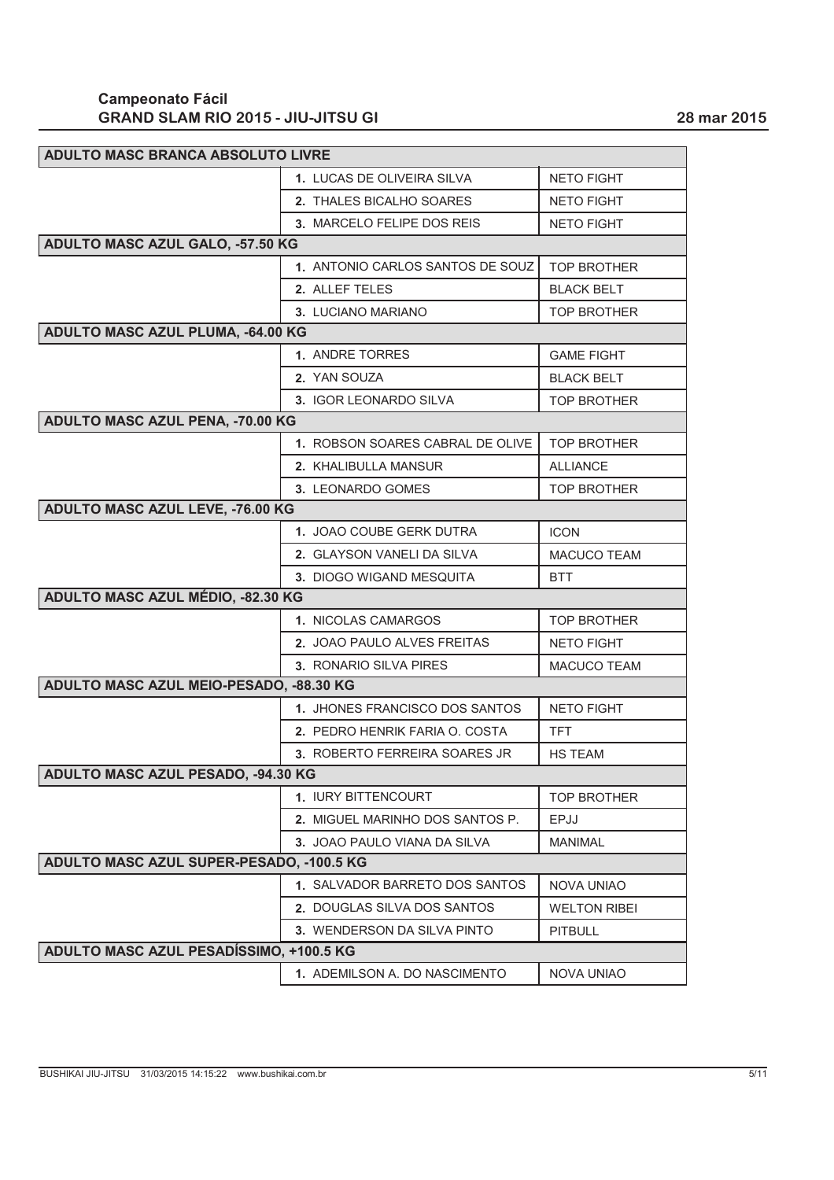**Campeonato Fácil**
**GRAND SLAM RIO 2015 - JIU-JITSU GI**

28 mar 2015

| ADULTO MASC BRANCA ABSOLUTO LIVRE | | |
|---|---|---|
| | 1. LUCAS DE OLIVEIRA SILVA | NETO FIGHT |
| | 2. THALES BICALHO SOARES | NETO FIGHT |
| | 3. MARCELO FELIPE DOS REIS | NETO FIGHT |
| **ADULTO MASC AZUL GALO, -57.50 KG** | | |
| | 1. ANTONIO CARLOS SANTOS DE SOUZ | TOP BROTHER |
| | 2. ALLEF TELES | BLACK BELT |
| | 3. LUCIANO MARIANO | TOP BROTHER |
| **ADULTO MASC AZUL PLUMA, -64.00 KG** | | |
| | 1. ANDRE TORRES | GAME FIGHT |
| | 2. YAN SOUZA | BLACK BELT |
| | 3. IGOR LEONARDO SILVA | TOP BROTHER |
| **ADULTO MASC AZUL PENA, -70.00 KG** | | |
| | 1. ROBSON SOARES CABRAL DE OLIVE | TOP BROTHER |
| | 2. KHALIBULLA MANSUR | ALLIANCE |
| | 3. LEONARDO GOMES | TOP BROTHER |
| **ADULTO MASC AZUL LEVE, -76.00 KG** | | |
| | 1. JOAO COUBE GERK DUTRA | ICON |
| | 2. GLAYSON VANELI DA SILVA | MACUCO TEAM |
| | 3. DIOGO WIGAND MESQUITA | BTT |
| **ADULTO MASC AZUL MÉDIO, -82.30 KG** | | |
| | 1. NICOLAS CAMARGOS | TOP BROTHER |
| | 2. JOAO PAULO ALVES FREITAS | NETO FIGHT |
| | 3. RONARIO SILVA PIRES | MACUCO TEAM |
| **ADULTO MASC AZUL MEIO-PESADO, -88.30 KG** | | |
| | 1. JHONES FRANCISCO DOS SANTOS | NETO FIGHT |
| | 2. PEDRO HENRIK FARIA O. COSTA | TFT |
| | 3. ROBERTO FERREIRA SOARES JR | HS TEAM |
| **ADULTO MASC AZUL PESADO, -94.30 KG** | | |
| | 1. IURY BITTENCOURT | TOP BROTHER |
| | 2. MIGUEL MARINHO DOS SANTOS P. | EPJJ |
| | 3. JOAO PAULO VIANA DA SILVA | MANIMAL |
| **ADULTO MASC AZUL SUPER-PESADO, -100.5 KG** | | |
| | 1. SALVADOR BARRETO DOS SANTOS | NOVA UNIAO |
| | 2. DOUGLAS SILVA DOS SANTOS | WELTON RIBEI |
| | 3. WENDERSON DA SILVA PINTO | PITBULL |
| **ADULTO MASC AZUL PESADÍSSIMO, +100.5 KG** | | |
| | 1. ADEMILSON A. DO NASCIMENTO | NOVA UNIAO |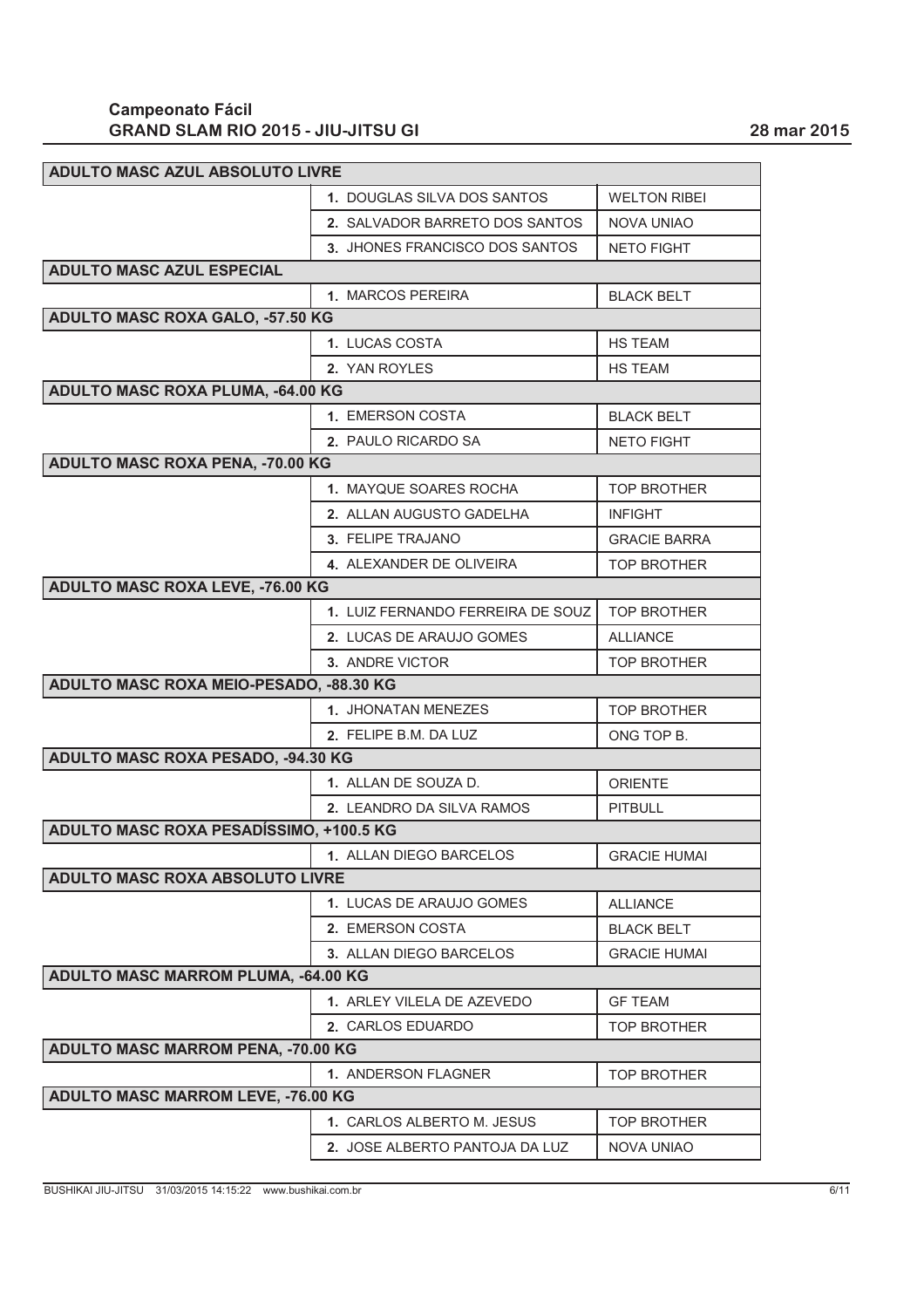**Campeonato Fácil**
**GRAND SLAM RIO 2015 - JIU-JITSU GI**

**28 mar 2015**

| ADULTO MASC AZUL ABSOLUTO LIVRE | | |
|---|---|---|
| | 1. DOUGLAS SILVA DOS SANTOS | WELTON RIBEI |
| | 2. SALVADOR BARRETO DOS SANTOS | NOVA UNIAO |
| | 3. JHONES FRANCISCO DOS SANTOS | NETO FIGHT |
| **ADULTO MASC AZUL ESPECIAL** | | |
| | 1. MARCOS PEREIRA | BLACK BELT |
| **ADULTO MASC ROXA GALO, -57.50 KG** | | |
| | 1. LUCAS COSTA | HS TEAM |
| | 2. YAN ROYLES | HS TEAM |
| **ADULTO MASC ROXA PLUMA, -64.00 KG** | | |
| | 1. EMERSON COSTA | BLACK BELT |
| | 2. PAULO RICARDO SA | NETO FIGHT |
| **ADULTO MASC ROXA PENA, -70.00 KG** | | |
| | 1. MAYQUE SOARES ROCHA | TOP BROTHER |
| | 2. ALLAN AUGUSTO GADELHA | INFIGHT |
| | 3. FELIPE TRAJANO | GRACIE BARRA |
| | 4. ALEXANDER DE OLIVEIRA | TOP BROTHER |
| **ADULTO MASC ROXA LEVE, -76.00 KG** | | |
| | 1. LUIZ FERNANDO FERREIRA DE SOUZ | TOP BROTHER |
| | 2. LUCAS DE ARAUJO GOMES | ALLIANCE |
| | 3. ANDRE VICTOR | TOP BROTHER |
| **ADULTO MASC ROXA MEIO-PESADO, -88.30 KG** | | |
| | 1. JHONATAN MENEZES | TOP BROTHER |
| | 2. FELIPE B.M. DA LUZ | ONG TOP B. |
| **ADULTO MASC ROXA PESADO, -94.30 KG** | | |
| | 1. ALLAN DE SOUZA D. | ORIENTE |
| | 2. LEANDRO DA SILVA RAMOS | PITBULL |
| **ADULTO MASC ROXA PESADÍSSIMO, +100.5 KG** | | |
| | 1. ALLAN DIEGO BARCELOS | GRACIE HUMAI |
| **ADULTO MASC ROXA ABSOLUTO LIVRE** | | |
| | 1. LUCAS DE ARAUJO GOMES | ALLIANCE |
| | 2. EMERSON COSTA | BLACK BELT |
| | 3. ALLAN DIEGO BARCELOS | GRACIE HUMAI |
| **ADULTO MASC MARROM PLUMA, -64.00 KG** | | |
| | 1. ARLEY VILELA DE AZEVEDO | GF TEAM |
| | 2. CARLOS EDUARDO | TOP BROTHER |
| **ADULTO MASC MARROM PENA, -70.00 KG** | | |
| | 1. ANDERSON FLAGNER | TOP BROTHER |
| **ADULTO MASC MARROM LEVE, -76.00 KG** | | |
| | 1. CARLOS ALBERTO M. JESUS | TOP BROTHER |
| | 2. JOSE ALBERTO PANTOJA DA LUZ | NOVA UNIAO |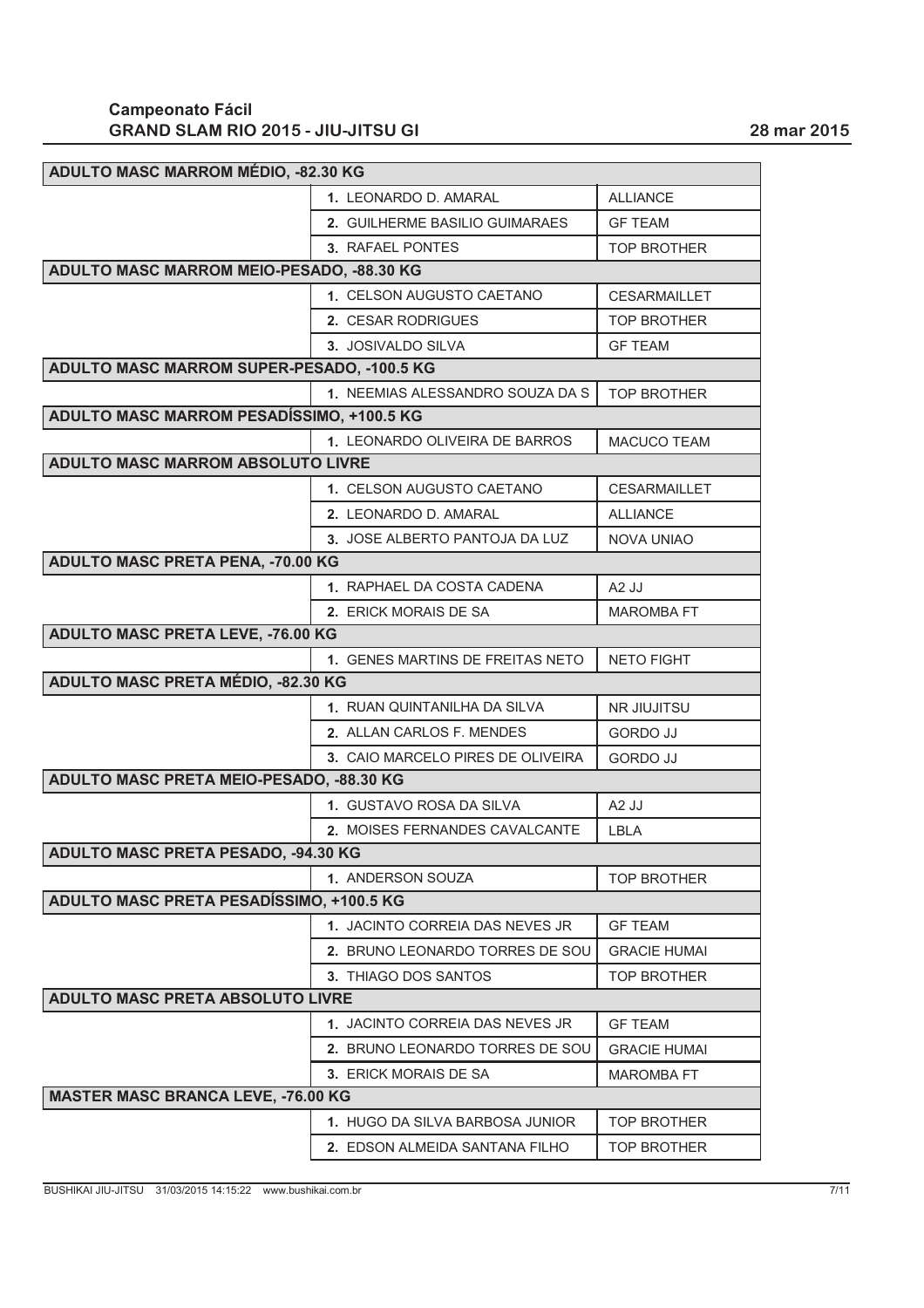**Campeonato Fácil**
**GRAND SLAM RIO 2015 - JIU-JITSU GI** — **28 mar 2015**

| ADULTO MASC MARROM MÉDIO, -82.30 KG | | |
|---|---|---|
| | 1. LEONARDO D. AMARAL | ALLIANCE |
| | 2. GUILHERME BASILIO GUIMARAES | GF TEAM |
| | 3. RAFAEL PONTES | TOP BROTHER |
| **ADULTO MASC MARROM MEIO-PESADO, -88.30 KG** | | |
| | 1. CELSON AUGUSTO CAETANO | CESARMAILLET |
| | 2. CESAR RODRIGUES | TOP BROTHER |
| | 3. JOSIVALDO SILVA | GF TEAM |
| **ADULTO MASC MARROM SUPER-PESADO, -100.5 KG** | | |
| | 1. NEEMIAS ALESSANDRO SOUZA DA S | TOP BROTHER |
| **ADULTO MASC MARROM PESADÍSSIMO, +100.5 KG** | | |
| | 1. LEONARDO OLIVEIRA DE BARROS | MACUCO TEAM |
| **ADULTO MASC MARROM ABSOLUTO LIVRE** | | |
| | 1. CELSON AUGUSTO CAETANO | CESARMAILLET |
| | 2. LEONARDO D. AMARAL | ALLIANCE |
| | 3. JOSE ALBERTO PANTOJA DA LUZ | NOVA UNIAO |
| **ADULTO MASC PRETA PENA, -70.00 KG** | | |
| | 1. RAPHAEL DA COSTA CADENA | A2 JJ |
| | 2. ERICK MORAIS DE SA | MAROMBA FT |
| **ADULTO MASC PRETA LEVE, -76.00 KG** | | |
| | 1. GENES MARTINS DE FREITAS NETO | NETO FIGHT |
| **ADULTO MASC PRETA MÉDIO, -82.30 KG** | | |
| | 1. RUAN QUINTANILHA DA SILVA | NR JIUJITSU |
| | 2. ALLAN CARLOS F. MENDES | GORDO JJ |
| | 3. CAIO MARCELO PIRES DE OLIVEIRA | GORDO JJ |
| **ADULTO MASC PRETA MEIO-PESADO, -88.30 KG** | | |
| | 1. GUSTAVO ROSA DA SILVA | A2 JJ |
| | 2. MOISES FERNANDES CAVALCANTE | LBLA |
| **ADULTO MASC PRETA PESADO, -94.30 KG** | | |
| | 1. ANDERSON SOUZA | TOP BROTHER |
| **ADULTO MASC PRETA PESADÍSSIMO, +100.5 KG** | | |
| | 1. JACINTO CORREIA DAS NEVES JR | GF TEAM |
| | 2. BRUNO LEONARDO TORRES DE SOU | GRACIE HUMAI |
| | 3. THIAGO DOS SANTOS | TOP BROTHER |
| **ADULTO MASC PRETA ABSOLUTO LIVRE** | | |
| | 1. JACINTO CORREIA DAS NEVES JR | GF TEAM |
| | 2. BRUNO LEONARDO TORRES DE SOU | GRACIE HUMAI |
| | 3. ERICK MORAIS DE SA | MAROMBA FT |
| **MASTER MASC BRANCA LEVE, -76.00 KG** | | |
| | 1. HUGO DA SILVA BARBOSA JUNIOR | TOP BROTHER |
| | 2. EDSON ALMEIDA SANTANA FILHO | TOP BROTHER |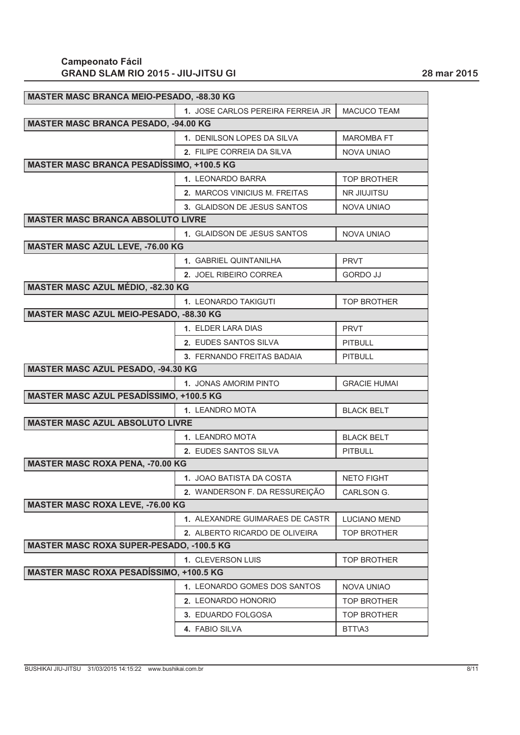**Campeonato Fácil**
**GRAND SLAM RIO 2015 - JIU-JITSU GI** 28 mar 2015

| MASTER MASC BRANCA MEIO-PESADO, -88.30 KG | | |
|---|---|---|
| | 1. JOSE CARLOS PEREIRA FERREIA JR | MACUCO TEAM |
| **MASTER MASC BRANCA PESADO, -94.00 KG** | | |
| | 1. DENILSON LOPES DA SILVA | MAROMBA FT |
| | 2. FILIPE CORREIA DA SILVA | NOVA UNIAO |
| **MASTER MASC BRANCA PESADÍSSIMO, +100.5 KG** | | |
| | 1. LEONARDO BARRA | TOP BROTHER |
| | 2. MARCOS VINICIUS M. FREITAS | NR JIUJITSU |
| | 3. GLAIDSON DE JESUS SANTOS | NOVA UNIAO |
| **MASTER MASC BRANCA ABSOLUTO LIVRE** | | |
| | 1. GLAIDSON DE JESUS SANTOS | NOVA UNIAO |
| **MASTER MASC AZUL LEVE, -76.00 KG** | | |
| | 1. GABRIEL QUINTANILHA | PRVT |
| | 2. JOEL RIBEIRO CORREA | GORDO JJ |
| **MASTER MASC AZUL MÉDIO, -82.30 KG** | | |
| | 1. LEONARDO TAKIGUTI | TOP BROTHER |
| **MASTER MASC AZUL MEIO-PESADO, -88.30 KG** | | |
| | 1. ELDER LARA DIAS | PRVT |
| | 2. EUDES SANTOS SILVA | PITBULL |
| | 3. FERNANDO FREITAS BADAIA | PITBULL |
| **MASTER MASC AZUL PESADO, -94.30 KG** | | |
| | 1. JONAS AMORIM PINTO | GRACIE HUMAI |
| **MASTER MASC AZUL PESADÍSSIMO, +100.5 KG** | | |
| | 1. LEANDRO MOTA | BLACK BELT |
| **MASTER MASC AZUL ABSOLUTO LIVRE** | | |
| | 1. LEANDRO MOTA | BLACK BELT |
| | 2. EUDES SANTOS SILVA | PITBULL |
| **MASTER MASC ROXA PENA, -70.00 KG** | | |
| | 1. JOAO BATISTA DA COSTA | NETO FIGHT |
| | 2. WANDERSON F. DA RESSUREIÇÃO | CARLSON G. |
| **MASTER MASC ROXA LEVE, -76.00 KG** | | |
| | 1. ALEXANDRE GUIMARAES DE CASTR | LUCIANO MEND |
| | 2. ALBERTO RICARDO DE OLIVEIRA | TOP BROTHER |
| **MASTER MASC ROXA SUPER-PESADO, -100.5 KG** | | |
| | 1. CLEVERSON LUIS | TOP BROTHER |
| **MASTER MASC ROXA PESADÍSSIMO, +100.5 KG** | | |
| | 1. LEONARDO GOMES DOS SANTOS | NOVA UNIAO |
| | 2. LEONARDO HONORIO | TOP BROTHER |
| | 3. EDUARDO FOLGOSA | TOP BROTHER |
| | 4. FABIO SILVA | BTT\A3 |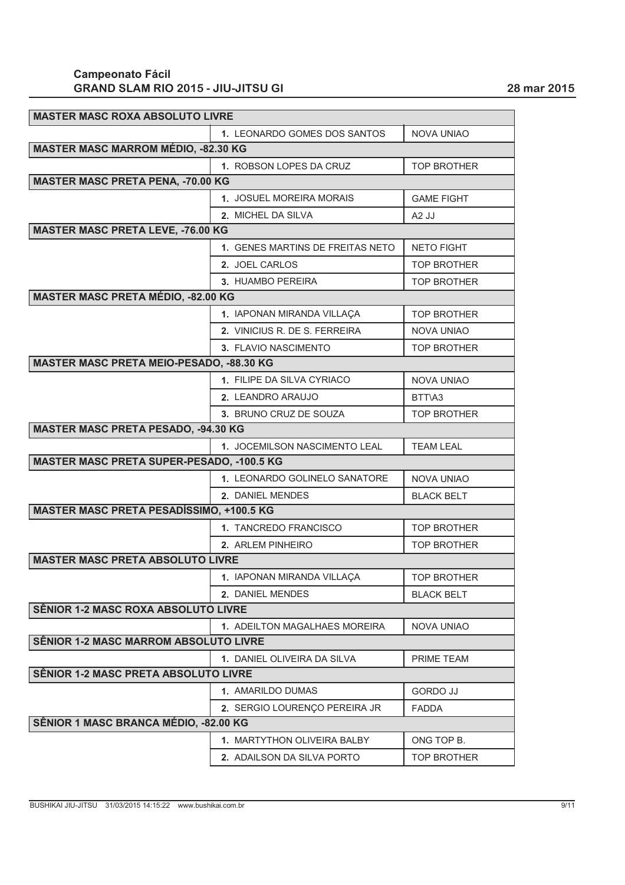**Campeonato Fácil**
**GRAND SLAM RIO 2015 - JIU-JITSU GI** | **28 mar 2015**

| MASTER MASC ROXA ABSOLUTO LIVRE | | |
|---|---|---|
| | 1. LEONARDO GOMES DOS SANTOS | NOVA UNIAO |
| **MASTER MASC MARROM MÉDIO, -82.30 KG** | | |
| | 1. ROBSON LOPES DA CRUZ | TOP BROTHER |
| **MASTER MASC PRETA PENA, -70.00 KG** | | |
| | 1. JOSUEL MOREIRA MORAIS | GAME FIGHT |
| | 2. MICHEL DA SILVA | A2 JJ |
| **MASTER MASC PRETA LEVE, -76.00 KG** | | |
| | 1. GENES MARTINS DE FREITAS NETO | NETO FIGHT |
| | 2. JOEL CARLOS | TOP BROTHER |
| | 3. HUAMBO PEREIRA | TOP BROTHER |
| **MASTER MASC PRETA MÉDIO, -82.00 KG** | | |
| | 1. IAPONAN MIRANDA VILLAÇA | TOP BROTHER |
| | 2. VINICIUS R. DE S. FERREIRA | NOVA UNIAO |
| | 3. FLAVIO NASCIMENTO | TOP BROTHER |
| **MASTER MASC PRETA MEIO-PESADO, -88.30 KG** | | |
| | 1. FILIPE DA SILVA CYRIACO | NOVA UNIAO |
| | 2. LEANDRO ARAUJO | BTT\A3 |
| | 3. BRUNO CRUZ DE SOUZA | TOP BROTHER |
| **MASTER MASC PRETA PESADO, -94.30 KG** | | |
| | 1. JOCEMILSON NASCIMENTO LEAL | TEAM LEAL |
| **MASTER MASC PRETA SUPER-PESADO, -100.5 KG** | | |
| | 1. LEONARDO GOLINELO SANATORE | NOVA UNIAO |
| | 2. DANIEL MENDES | BLACK BELT |
| **MASTER MASC PRETA PESADÍSSIMO, +100.5 KG** | | |
| | 1. TANCREDO FRANCISCO | TOP BROTHER |
| | 2. ARLEM PINHEIRO | TOP BROTHER |
| **MASTER MASC PRETA ABSOLUTO LIVRE** | | |
| | 1. IAPONAN MIRANDA VILLAÇA | TOP BROTHER |
| | 2. DANIEL MENDES | BLACK BELT |
| **SÊNIOR 1-2 MASC ROXA ABSOLUTO LIVRE** | | |
| | 1. ADEILTON MAGALHAES MOREIRA | NOVA UNIAO |
| **SÊNIOR 1-2 MASC MARROM ABSOLUTO LIVRE** | | |
| | 1. DANIEL OLIVEIRA DA SILVA | PRIME TEAM |
| **SÊNIOR 1-2 MASC PRETA ABSOLUTO LIVRE** | | |
| | 1. AMARILDO DUMAS | GORDO JJ |
| | 2. SERGIO LOURENÇO PEREIRA JR | FADDA |
| **SÊNIOR 1 MASC BRANCA MÉDIO, -82.00 KG** | | |
| | 1. MARTYTHON OLIVEIRA BALBY | ONG TOP B. |
| | 2. ADAILSON DA SILVA PORTO | TOP BROTHER |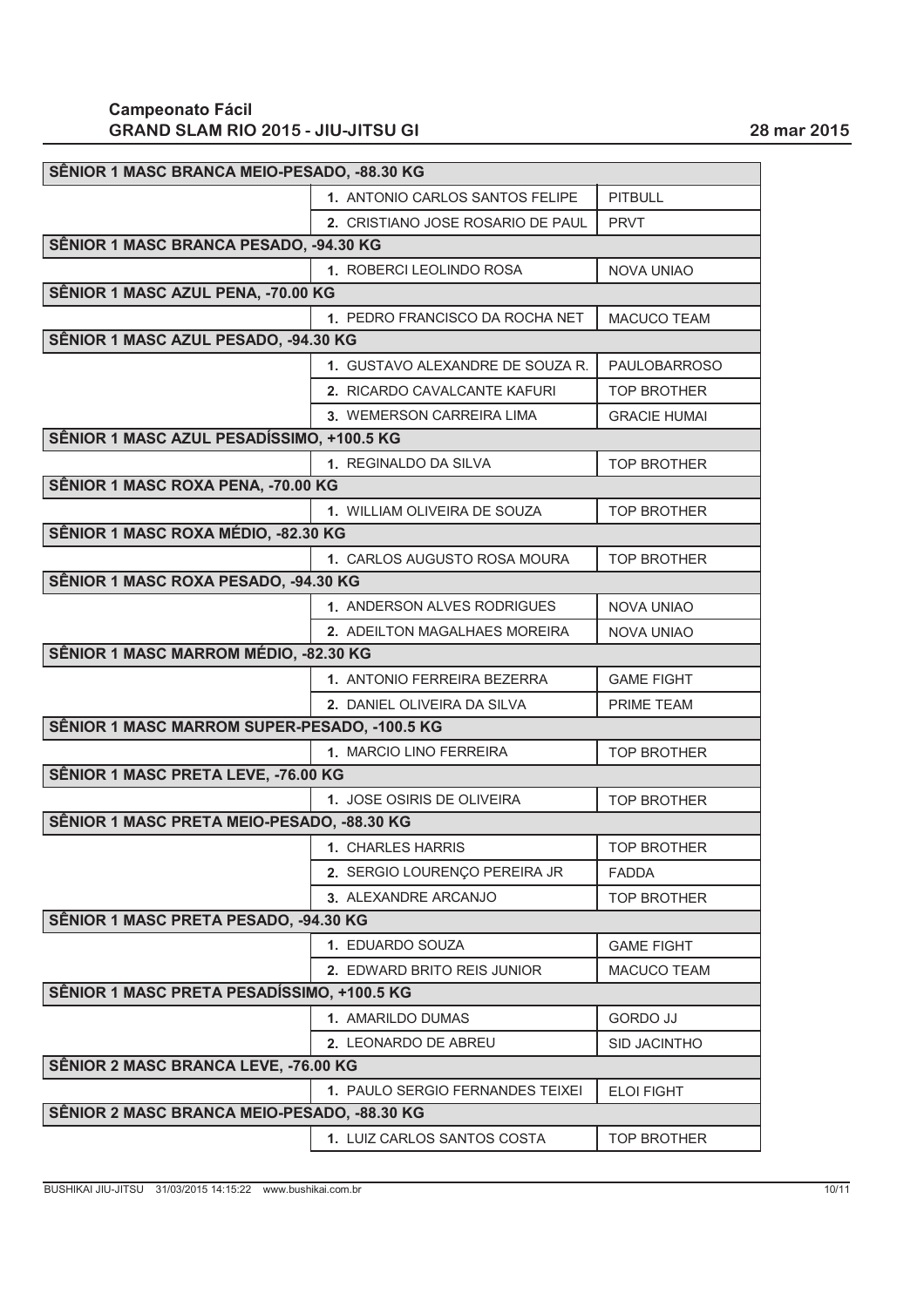**Campeonato Fácil**
**GRAND SLAM RIO 2015 - JIU-JITSU GI**

**28 mar 2015**

| SÊNIOR 1 MASC BRANCA MEIO-PESADO, -88.30 KG | | |
|---|---|---|
| | 1. ANTONIO CARLOS SANTOS FELIPE | PITBULL |
| | 2. CRISTIANO JOSE ROSARIO DE PAUL | PRVT |
| **SÊNIOR 1 MASC BRANCA PESADO, -94.30 KG** | | |
| | 1. ROBERCI LEOLINDO ROSA | NOVA UNIAO |
| **SÊNIOR 1 MASC AZUL PENA, -70.00 KG** | | |
| | 1. PEDRO FRANCISCO DA ROCHA NET | MACUCO TEAM |
| **SÊNIOR 1 MASC AZUL PESADO, -94.30 KG** | | |
| | 1. GUSTAVO ALEXANDRE DE SOUZA R. | PAULOBARROSO |
| | 2. RICARDO CAVALCANTE KAFURI | TOP BROTHER |
| | 3. WEMERSON CARREIRA LIMA | GRACIE HUMAI |
| **SÊNIOR 1 MASC AZUL PESADÍSSIMO, +100.5 KG** | | |
| | 1. REGINALDO DA SILVA | TOP BROTHER |
| **SÊNIOR 1 MASC ROXA PENA, -70.00 KG** | | |
| | 1. WILLIAM OLIVEIRA DE SOUZA | TOP BROTHER |
| **SÊNIOR 1 MASC ROXA MÉDIO, -82.30 KG** | | |
| | 1. CARLOS AUGUSTO ROSA MOURA | TOP BROTHER |
| **SÊNIOR 1 MASC ROXA PESADO, -94.30 KG** | | |
| | 1. ANDERSON ALVES RODRIGUES | NOVA UNIAO |
| | 2. ADEILTON MAGALHAES MOREIRA | NOVA UNIAO |
| **SÊNIOR 1 MASC MARROM MÉDIO, -82.30 KG** | | |
| | 1. ANTONIO FERREIRA BEZERRA | GAME FIGHT |
| | 2. DANIEL OLIVEIRA DA SILVA | PRIME TEAM |
| **SÊNIOR 1 MASC MARROM SUPER-PESADO, -100.5 KG** | | |
| | 1. MARCIO LINO FERREIRA | TOP BROTHER |
| **SÊNIOR 1 MASC PRETA LEVE, -76.00 KG** | | |
| | 1. JOSE OSIRIS DE OLIVEIRA | TOP BROTHER |
| **SÊNIOR 1 MASC PRETA MEIO-PESADO, -88.30 KG** | | |
| | 1. CHARLES HARRIS | TOP BROTHER |
| | 2. SERGIO LOURENÇO PEREIRA JR | FADDA |
| | 3. ALEXANDRE ARCANJO | TOP BROTHER |
| **SÊNIOR 1 MASC PRETA PESADO, -94.30 KG** | | |
| | 1. EDUARDO SOUZA | GAME FIGHT |
| | 2. EDWARD BRITO REIS JUNIOR | MACUCO TEAM |
| **SÊNIOR 1 MASC PRETA PESADÍSSIMO, +100.5 KG** | | |
| | 1. AMARILDO DUMAS | GORDO JJ |
| | 2. LEONARDO DE ABREU | SID JACINTHO |
| **SÊNIOR 2 MASC BRANCA LEVE, -76.00 KG** | | |
| | 1. PAULO SERGIO FERNANDES TEIXEI | ELOI FIGHT |
| **SÊNIOR 2 MASC BRANCA MEIO-PESADO, -88.30 KG** | | |
| | 1. LUIZ CARLOS SANTOS COSTA | TOP BROTHER |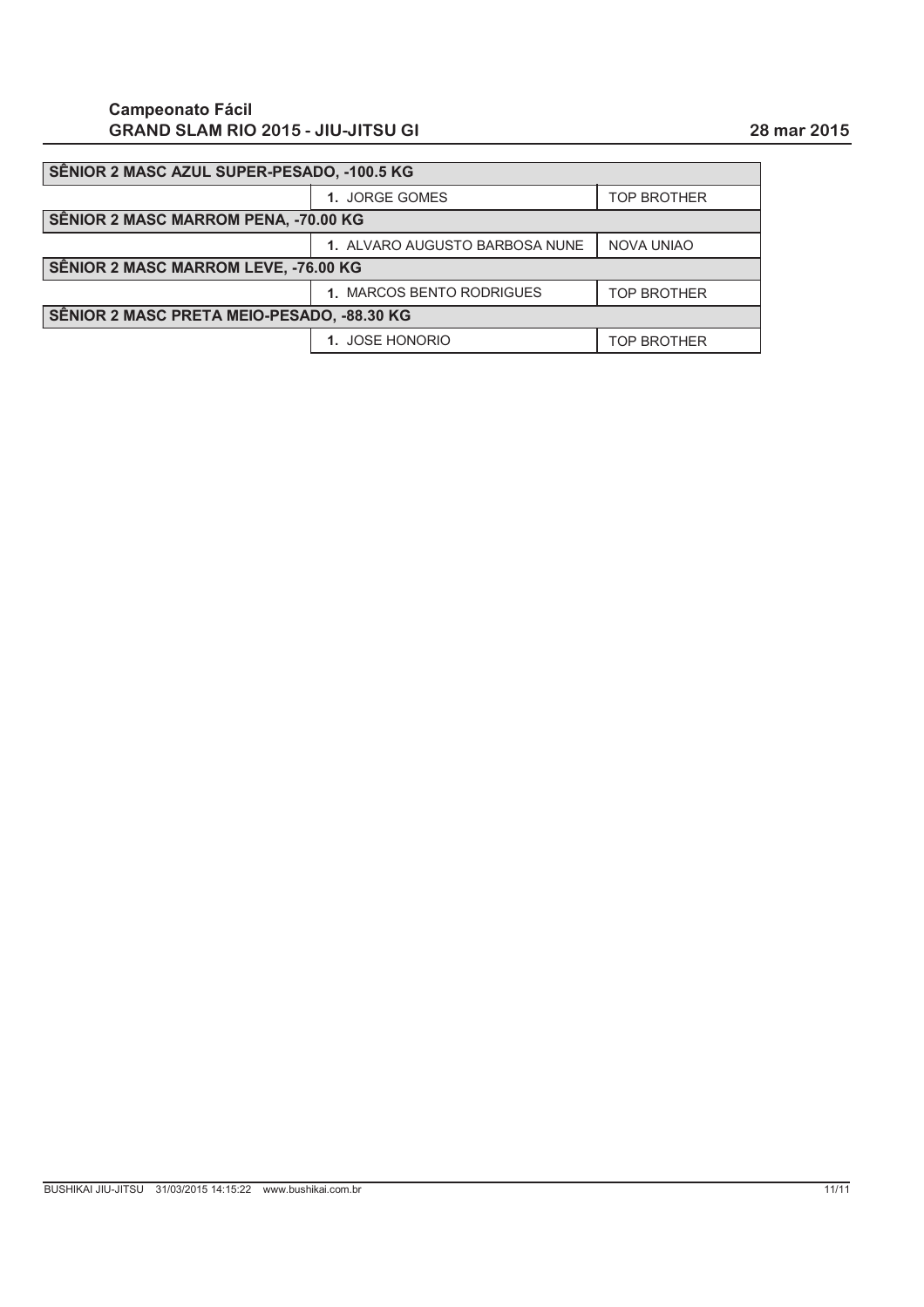**Campeonato Fácil**
**GRAND SLAM RIO 2015 - JIU-JITSU GI**

**28 mar 2015**

| SÊNIOR 2 MASC AZUL SUPER-PESADO, -100.5 KG | | |
|---|---|---|
| | **1.** JORGE GOMES | TOP BROTHER |
| **SÊNIOR 2 MASC MARROM PENA, -70.00 KG** | | |
| | **1.** ALVARO AUGUSTO BARBOSA NUNE | NOVA UNIAO |
| **SÊNIOR 2 MASC MARROM LEVE, -76.00 KG** | | |
| | **1.** MARCOS BENTO RODRIGUES | TOP BROTHER |
| **SÊNIOR 2 MASC PRETA MEIO-PESADO, -88.30 KG** | | |
| | **1.** JOSE HONORIO | TOP BROTHER |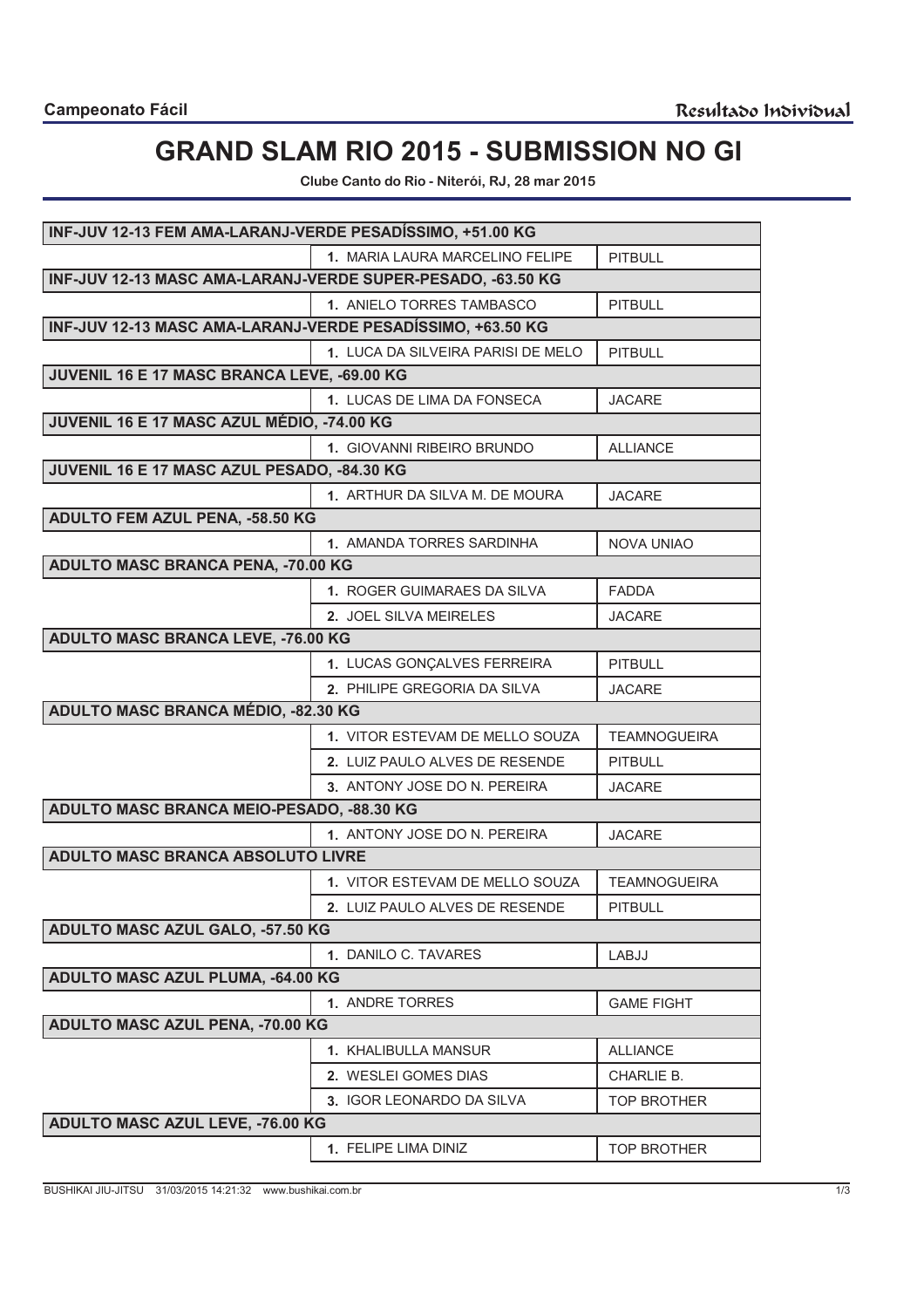**Campeonato Fácil** | Resultado Individual

# GRAND SLAM RIO 2015 - SUBMISSION NO GI

**Clube Canto do Rio - Niterói, RJ, 28 mar 2015**

| INF-JUV 12-13 FEM AMA-LARANJ-VERDE PESADÍSSIMO, +51.00 KG | | |
|---|---|---|
| | 1. MARIA LAURA MARCELINO FELIPE | PITBULL |
| **INF-JUV 12-13 MASC AMA-LARANJ-VERDE SUPER-PESADO, -63.50 KG** | | |
| | 1. ANIELO TORRES TAMBASCO | PITBULL |
| **INF-JUV 12-13 MASC AMA-LARANJ-VERDE PESADÍSSIMO, +63.50 KG** | | |
| | 1. LUCA DA SILVEIRA PARISI DE MELO | PITBULL |
| **JUVENIL 16 E 17 MASC BRANCA LEVE, -69.00 KG** | | |
| | 1. LUCAS DE LIMA DA FONSECA | JACARE |
| **JUVENIL 16 E 17 MASC AZUL MÉDIO, -74.00 KG** | | |
| | 1. GIOVANNI RIBEIRO BRUNDO | ALLIANCE |
| **JUVENIL 16 E 17 MASC AZUL PESADO, -84.30 KG** | | |
| | 1. ARTHUR DA SILVA M. DE MOURA | JACARE |
| **ADULTO FEM AZUL PENA, -58.50 KG** | | |
| | 1. AMANDA TORRES SARDINHA | NOVA UNIAO |
| **ADULTO MASC BRANCA PENA, -70.00 KG** | | |
| | 1. ROGER GUIMARAES DA SILVA | FADDA |
| | 2. JOEL SILVA MEIRELES | JACARE |
| **ADULTO MASC BRANCA LEVE, -76.00 KG** | | |
| | 1. LUCAS GONÇALVES FERREIRA | PITBULL |
| | 2. PHILIPE GREGORIA DA SILVA | JACARE |
| **ADULTO MASC BRANCA MÉDIO, -82.30 KG** | | |
| | 1. VITOR ESTEVAM DE MELLO SOUZA | TEAMNOGUEIRA |
| | 2. LUIZ PAULO ALVES DE RESENDE | PITBULL |
| | 3. ANTONY JOSE DO N. PEREIRA | JACARE |
| **ADULTO MASC BRANCA MEIO-PESADO, -88.30 KG** | | |
| | 1. ANTONY JOSE DO N. PEREIRA | JACARE |
| **ADULTO MASC BRANCA ABSOLUTO LIVRE** | | |
| | 1. VITOR ESTEVAM DE MELLO SOUZA | TEAMNOGUEIRA |
| | 2. LUIZ PAULO ALVES DE RESENDE | PITBULL |
| **ADULTO MASC AZUL GALO, -57.50 KG** | | |
| | 1. DANILO C. TAVARES | LABJJ |
| **ADULTO MASC AZUL PLUMA, -64.00 KG** | | |
| | 1. ANDRE TORRES | GAME FIGHT |
| **ADULTO MASC AZUL PENA, -70.00 KG** | | |
| | 1. KHALIBULLA MANSUR | ALLIANCE |
| | 2. WESLEI GOMES DIAS | CHARLIE B. |
| | 3. IGOR LEONARDO DA SILVA | TOP BROTHER |
| **ADULTO MASC AZUL LEVE, -76.00 KG** | | |
| | 1. FELIPE LIMA DINIZ | TOP BROTHER |

BUSHIKAI JIU-JITSU 31/03/2015 14:21:32 www.bushikai.com.br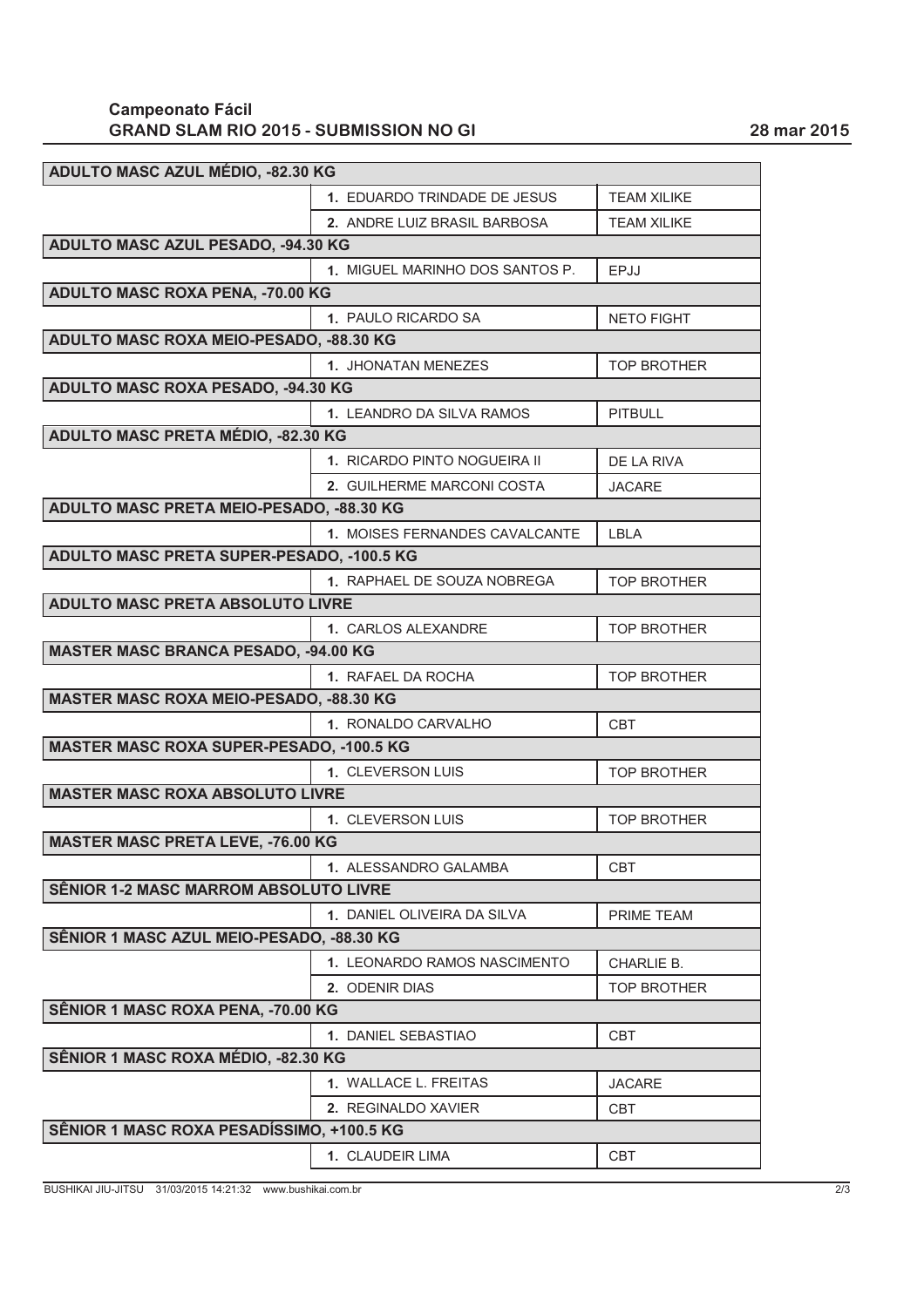**Campeonato Fácil**
**GRAND SLAM RIO 2015 - SUBMISSION NO GI** 28 mar 2015

| ADULTO MASC AZUL MÉDIO, -82.30 KG | | |
|---|---|---|
| | 1. EDUARDO TRINDADE DE JESUS | TEAM XILIKE |
| | 2. ANDRE LUIZ BRASIL BARBOSA | TEAM XILIKE |
| **ADULTO MASC AZUL PESADO, -94.30 KG** | | |
| | 1. MIGUEL MARINHO DOS SANTOS P. | EPJJ |
| **ADULTO MASC ROXA PENA, -70.00 KG** | | |
| | 1. PAULO RICARDO SA | NETO FIGHT |
| **ADULTO MASC ROXA MEIO-PESADO, -88.30 KG** | | |
| | 1. JHONATAN MENEZES | TOP BROTHER |
| **ADULTO MASC ROXA PESADO, -94.30 KG** | | |
| | 1. LEANDRO DA SILVA RAMOS | PITBULL |
| **ADULTO MASC PRETA MÉDIO, -82.30 KG** | | |
| | 1. RICARDO PINTO NOGUEIRA II | DE LA RIVA |
| | 2. GUILHERME MARCONI COSTA | JACARE |
| **ADULTO MASC PRETA MEIO-PESADO, -88.30 KG** | | |
| | 1. MOISES FERNANDES CAVALCANTE | LBLA |
| **ADULTO MASC PRETA SUPER-PESADO, -100.5 KG** | | |
| | 1. RAPHAEL DE SOUZA NOBREGA | TOP BROTHER |
| **ADULTO MASC PRETA ABSOLUTO LIVRE** | | |
| | 1. CARLOS ALEXANDRE | TOP BROTHER |
| **MASTER MASC BRANCA PESADO, -94.00 KG** | | |
| | 1. RAFAEL DA ROCHA | TOP BROTHER |
| **MASTER MASC ROXA MEIO-PESADO, -88.30 KG** | | |
| | 1. RONALDO CARVALHO | CBT |
| **MASTER MASC ROXA SUPER-PESADO, -100.5 KG** | | |
| | 1. CLEVERSON LUIS | TOP BROTHER |
| **MASTER MASC ROXA ABSOLUTO LIVRE** | | |
| | 1. CLEVERSON LUIS | TOP BROTHER |
| **MASTER MASC PRETA LEVE, -76.00 KG** | | |
| | 1. ALESSANDRO GALAMBA | CBT |
| **SÊNIOR 1-2 MASC MARROM ABSOLUTO LIVRE** | | |
| | 1. DANIEL OLIVEIRA DA SILVA | PRIME TEAM |
| **SÊNIOR 1 MASC AZUL MEIO-PESADO, -88.30 KG** | | |
| | 1. LEONARDO RAMOS NASCIMENTO | CHARLIE B. |
| | 2. ODENIR DIAS | TOP BROTHER |
| **SÊNIOR 1 MASC ROXA PENA, -70.00 KG** | | |
| | 1. DANIEL SEBASTIAO | CBT |
| **SÊNIOR 1 MASC ROXA MÉDIO, -82.30 KG** | | |
| | 1. WALLACE L. FREITAS | JACARE |
| | 2. REGINALDO XAVIER | CBT |
| **SÊNIOR 1 MASC ROXA PESADÍSSIMO, +100.5 KG** | | |
| | 1. CLAUDEIR LIMA | CBT |

BUSHIKAI JIU-JITSU 31/03/2015 14:21:32 www.bushikai.com.br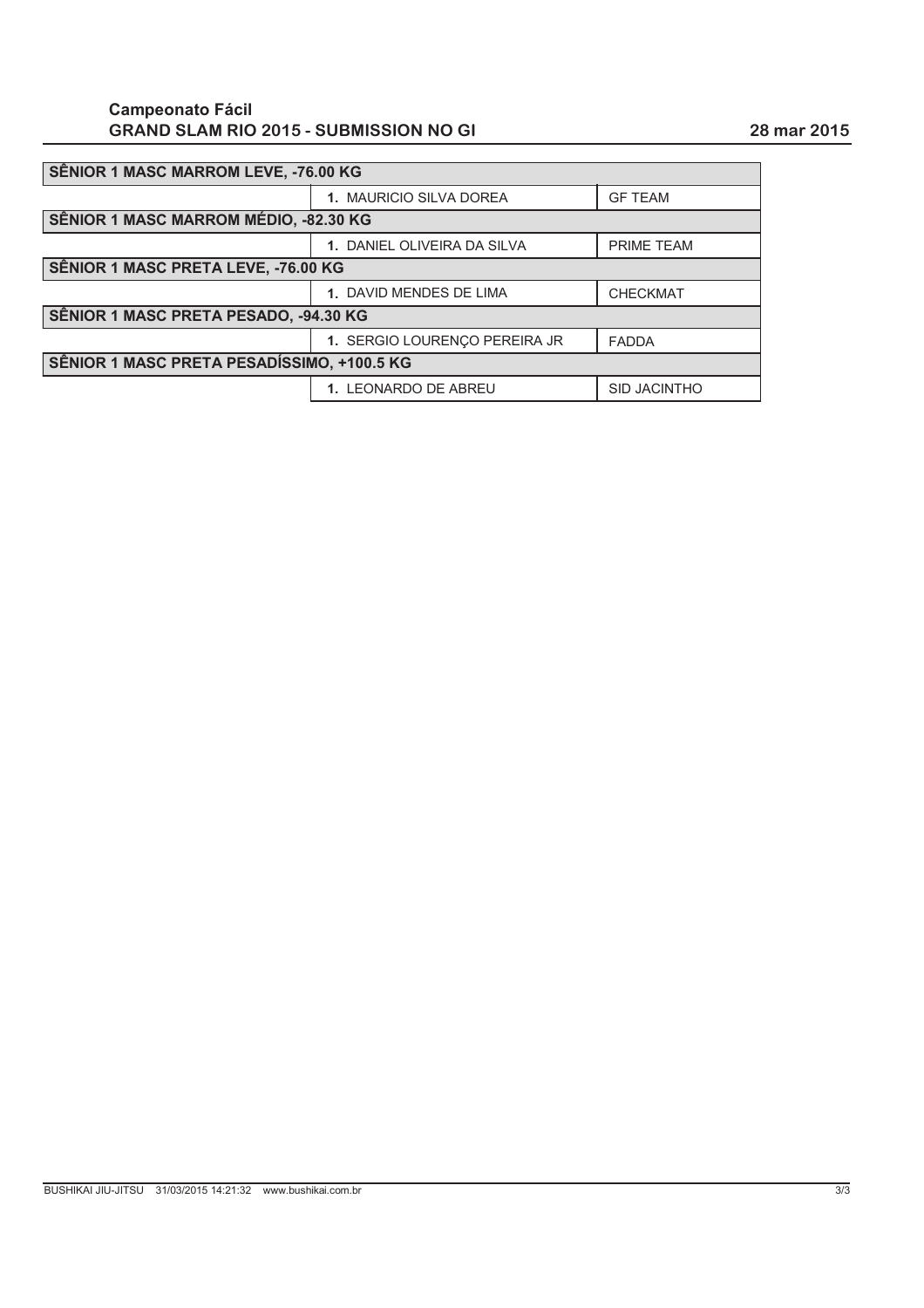**Campeonato Fácil**
**GRAND SLAM RIO 2015 - SUBMISSION NO GI**

**28 mar 2015**

| | | |
|---|---|---|
| **SÊNIOR 1 MASC MARROM LEVE, -76.00 KG** | | |
| | **1.** MAURICIO SILVA DOREA | GF TEAM |
| **SÊNIOR 1 MASC MARROM MÉDIO, -82.30 KG** | | |
| | **1.** DANIEL OLIVEIRA DA SILVA | PRIME TEAM |
| **SÊNIOR 1 MASC PRETA LEVE, -76.00 KG** | | |
| | **1.** DAVID MENDES DE LIMA | CHECKMAT |
| **SÊNIOR 1 MASC PRETA PESADO, -94.30 KG** | | |
| | **1.** SERGIO LOURENÇO PEREIRA JR | FADDA |
| **SÊNIOR 1 MASC PRETA PESADÍSSIMO, +100.5 KG** | | |
| | **1.** LEONARDO DE ABREU | SID JACINTHO |